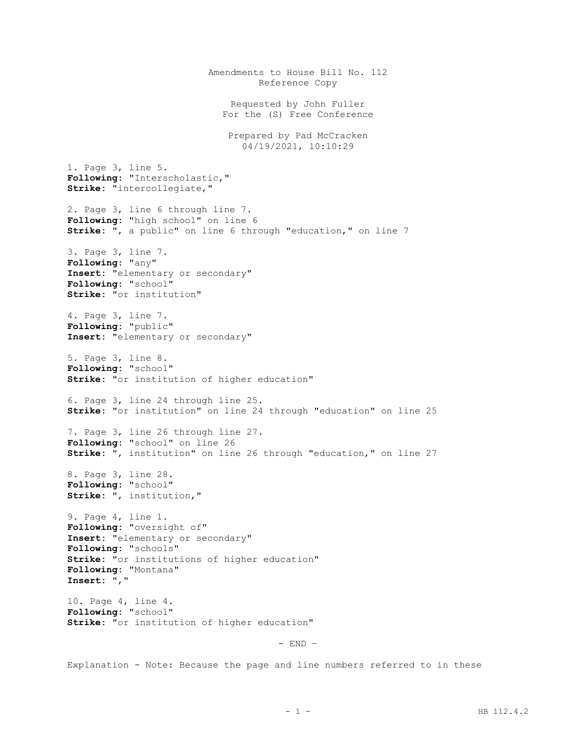Amendments to House Bill No. 112
Reference Copy

Requested by John Fuller
For the (S) Free Conference

Prepared by Pad McCracken
04/19/2021, 10:10:29

1. Page 3, line 5.
**Following**: "Interscholastic,"
**Strike**: "intercollegiate,"

2. Page 3, line 6 through line 7.
**Following**: "high school" on line 6
**Strike**: ", a public" on line 6 through "education," on line 7

3. Page 3, line 7.
**Following**: "any"
**Insert**: "elementary or secondary"
**Following**: "school"
**Strike**: "or institution"

4. Page 3, line 7.
**Following**: "public"
**Insert**: "elementary or secondary"

5. Page 3, line 8.
**Following**: "school"
**Strike**: "or institution of higher education"

6. Page 3, line 24 through line 25.
**Strike**: "or institution" on line 24 through "education" on line 25

7. Page 3, line 26 through line 27.
**Following**: "school" on line 26
**Strike**: ", institution" on line 26 through "education," on line 27

8. Page 3, line 28.
**Following**: "school"
**Strike**: ", institution,"

9. Page 4, line 1.
**Following**: "oversight of"
**Insert**: "elementary or secondary"
**Following**: "schools"
**Strike**: "or institutions of higher education"
**Following**: "Montana"
**Insert**: ","

10. Page 4, line 4.
**Following**: "school"
**Strike**: "or institution of higher education"

\- END -

Explanation - Note: Because the page and line numbers referred to in these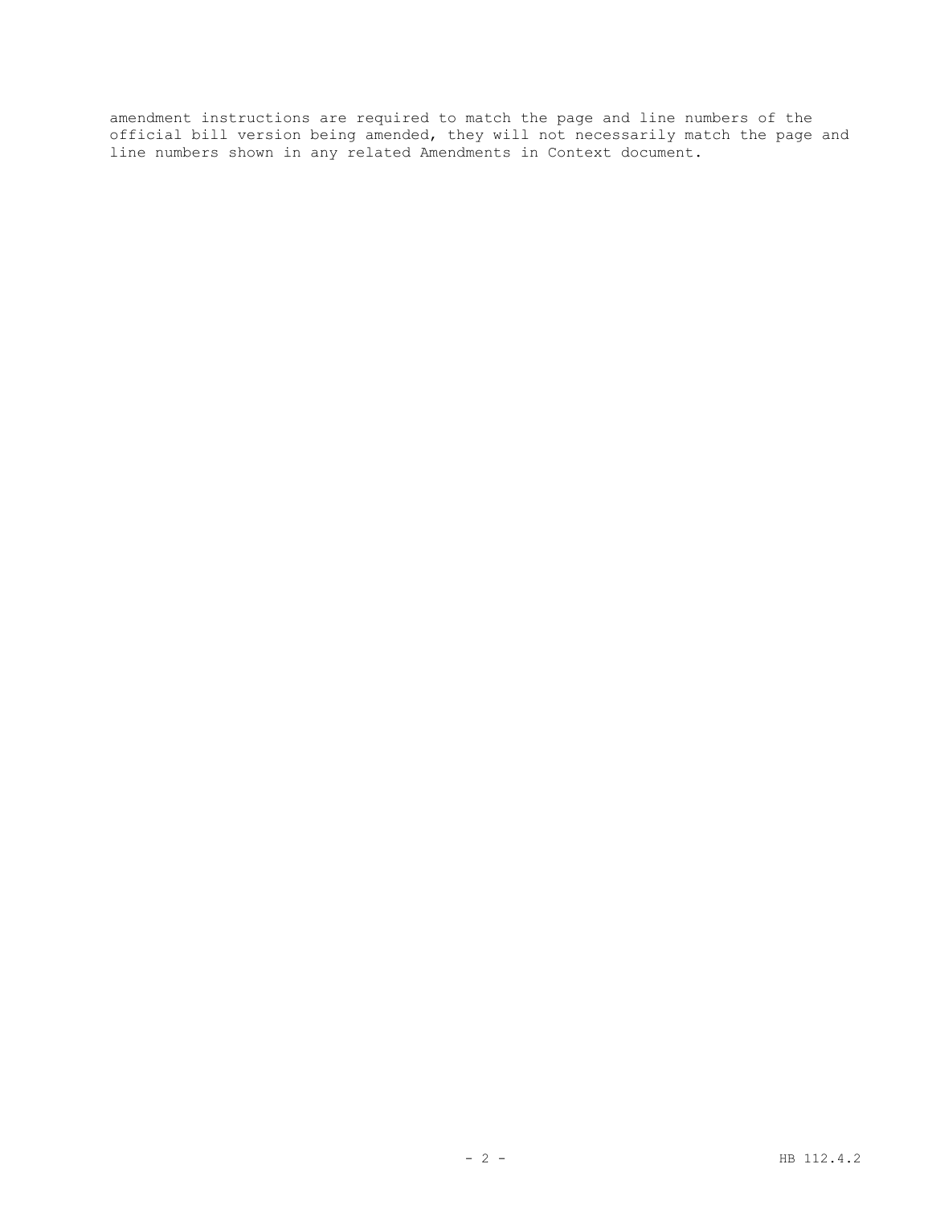amendment instructions are required to match the page and line numbers of the official bill version being amended, they will not necessarily match the page and line numbers shown in any related Amendments in Context document.